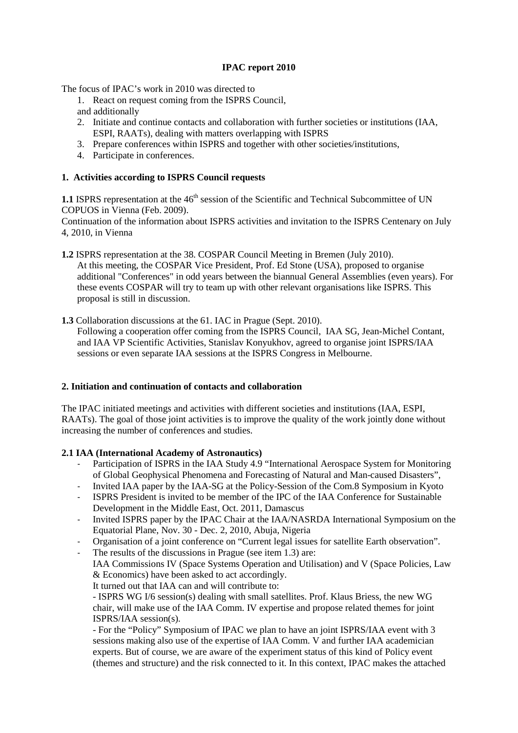**IPAC report 2010**

The focus of IPAC's work in 2010 was directed to

1. React on request coming from the ISPRS Council,

and additionally

2. Initiate and continue contacts and collaboration with further societies or institutions (IAA, ESPI, RAATs), dealing with matters overlapping with ISPRS
3. Prepare conferences within ISPRS and together with other societies/institutions,
4. Participate in conferences.

## 1. Activities according to ISPRS Council requests

**1.1** ISPRS representation at the 46th session of the Scientific and Technical Subcommittee of UN COPUOS in Vienna (Feb. 2009).

Continuation of the information about ISPRS activities and invitation to the ISPRS Centenary on July 4, 2010, in Vienna

**1.2** ISPRS representation at the 38. COSPAR Council Meeting in Bremen (July 2010).
At this meeting, the COSPAR Vice President, Prof. Ed Stone (USA), proposed to organise additional "Conferences" in odd years between the biannual General Assemblies (even years). For these events COSPAR will try to team up with other relevant organisations like ISPRS. This proposal is still in discussion.

**1.3** Collaboration discussions at the 61. IAC in Prague (Sept. 2010).
Following a cooperation offer coming from the ISPRS Council, IAA SG, Jean-Michel Contant, and IAA VP Scientific Activities, Stanislav Konyukhov, agreed to organise joint ISPRS/IAA sessions or even separate IAA sessions at the ISPRS Congress in Melbourne.

## 2. Initiation and continuation of contacts and collaboration

The IPAC initiated meetings and activities with different societies and institutions (IAA, ESPI, RAATs). The goal of those joint activities is to improve the quality of the work jointly done without increasing the number of conferences and studies.

### 2.1 IAA (International Academy of Astronautics)

- Participation of ISPRS in the IAA Study 4.9 "International Aerospace System for Monitoring of Global Geophysical Phenomena and Forecasting of Natural and Man-caused Disasters",
- Invited IAA paper by the IAA-SG at the Policy-Session of the Com.8 Symposium in Kyoto
- ISPRS President is invited to be member of the IPC of the IAA Conference for Sustainable Development in the Middle East, Oct. 2011, Damascus
- Invited ISPRS paper by the IPAC Chair at the IAA/NASRDA International Symposium on the Equatorial Plane, Nov. 30 - Dec. 2, 2010, Abuja, Nigeria
- Organisation of a joint conference on "Current legal issues for satellite Earth observation".
- The results of the discussions in Prague (see item 1.3) are:
  IAA Commissions IV (Space Systems Operation and Utilisation) and V (Space Policies, Law & Economics) have been asked to act accordingly.
  It turned out that IAA can and will contribute to:
  - ISPRS WG I/6 session(s) dealing with small satellites. Prof. Klaus Briess, the new WG chair, will make use of the IAA Comm. IV expertise and propose related themes for joint ISPRS/IAA session(s).
  - For the "Policy" Symposium of IPAC we plan to have an joint ISPRS/IAA event with 3 sessions making also use of the expertise of IAA Comm. V and further IAA academician experts. But of course, we are aware of the experiment status of this kind of Policy event (themes and structure) and the risk connected to it. In this context, IPAC makes the attached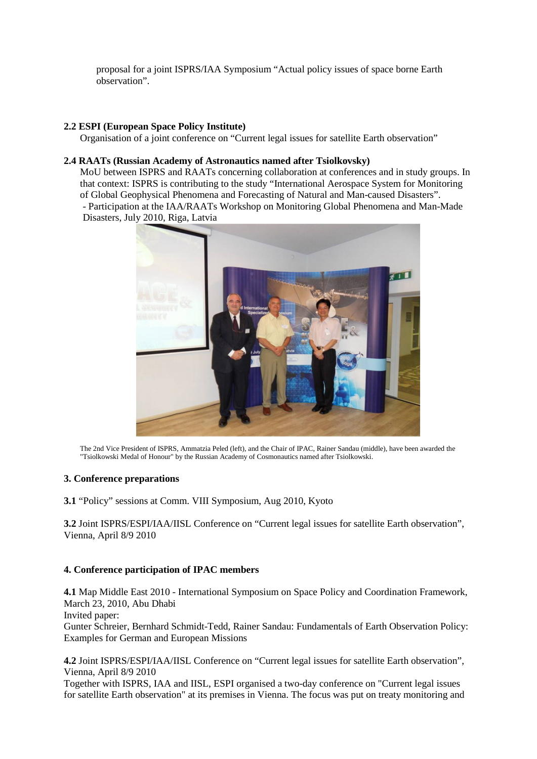proposal for a joint ISPRS/IAA Symposium “Actual policy issues of space borne Earth observation”.

**2.2 ESPI (European Space Policy Institute)**

Organisation of a joint conference on “Current legal issues for satellite Earth observation”

**2.4 RAATs (Russian Academy of Astronautics named after Tsiolkovsky)**

MoU between ISPRS and RAATs concerning collaboration at conferences and in study groups. In that context: ISPRS is contributing to the study “International Aerospace System for Monitoring of Global Geophysical Phenomena and Forecasting of Natural and Man-caused Disasters”.

- Participation at the IAA/RAATs Workshop on Monitoring Global Phenomena and Man-Made Disasters, July 2010, Riga, Latvia

The 2nd Vice President of ISPRS, Ammatzia Peled (left), and the Chair of IPAC, Rainer Sandau (middle), have been awarded the "Tsiolkowski Medal of Honour" by the Russian Academy of Cosmonautics named after Tsiolkowski.

**3. Conference preparations**

**3.1** “Policy” sessions at Comm. VIII Symposium, Aug 2010, Kyoto

**3.2** Joint ISPRS/ESPI/IAA/IISL Conference on “Current legal issues for satellite Earth observation”, Vienna, April 8/9 2010

**4. Conference participation of IPAC members**

**4.1** Map Middle East 2010 - International Symposium on Space Policy and Coordination Framework, March 23, 2010, Abu Dhabi

Invited paper:

Gunter Schreier, Bernhard Schmidt-Tedd, Rainer Sandau: Fundamentals of Earth Observation Policy: Examples for German and European Missions

**4.2** Joint ISPRS/ESPI/IAA/IISL Conference on “Current legal issues for satellite Earth observation”, Vienna, April 8/9 2010

Together with ISPRS, IAA and IISL, ESPI organised a two-day conference on "Current legal issues for satellite Earth observation" at its premises in Vienna. The focus was put on treaty monitoring and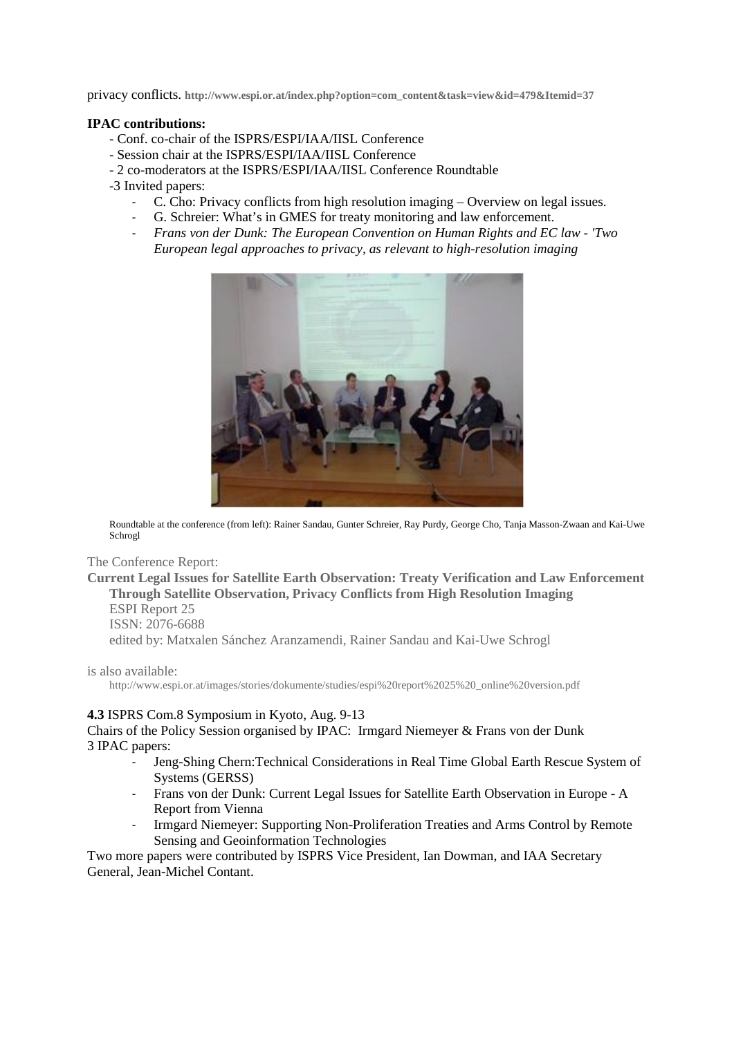privacy conflicts. **http://www.espi.or.at/index.php?option=com_content&task=view&id=479&Itemid=37**

**IPAC contributions:**

- Conf. co-chair of the ISPRS/ESPI/IAA/IISL Conference
- Session chair at the ISPRS/ESPI/IAA/IISL Conference
- 2 co-moderators at the ISPRS/ESPI/IAA/IISL Conference Roundtable
- 3 Invited papers:
  - C. Cho: Privacy conflicts from high resolution imaging – Overview on legal issues.
  - G. Schreier: What's in GMES for treaty monitoring and law enforcement.
  - *Frans von der Dunk: The European Convention on Human Rights and EC law - 'Two European legal approaches to privacy, as relevant to high-resolution imaging*

Roundtable at the conference (from left): Rainer Sandau, Gunter Schreier, Ray Purdy, George Cho, Tanja Masson-Zwaan and Kai-Uwe Schrogl

The Conference Report:

**Current Legal Issues for Satellite Earth Observation: Treaty Verification and Law Enforcement Through Satellite Observation, Privacy Conflicts from High Resolution Imaging**
ESPI Report 25
ISSN: 2076-6688
edited by: Matxalen Sánchez Aranzamendi, Rainer Sandau and Kai-Uwe Schrogl

is also available:
http://www.espi.or.at/images/stories/dokumente/studies/espi%20report%2025%20_online%20version.pdf

**4.3** ISPRS Com.8 Symposium in Kyoto, Aug. 9-13

Chairs of the Policy Session organised by IPAC: Irmgard Niemeyer & Frans von der Dunk
3 IPAC papers:

- Jeng-Shing Chern:Technical Considerations in Real Time Global Earth Rescue System of Systems (GERSS)
- Frans von der Dunk: Current Legal Issues for Satellite Earth Observation in Europe - A Report from Vienna
- Irmgard Niemeyer: Supporting Non-Proliferation Treaties and Arms Control by Remote Sensing and Geoinformation Technologies

Two more papers were contributed by ISPRS Vice President, Ian Dowman, and IAA Secretary General, Jean-Michel Contant.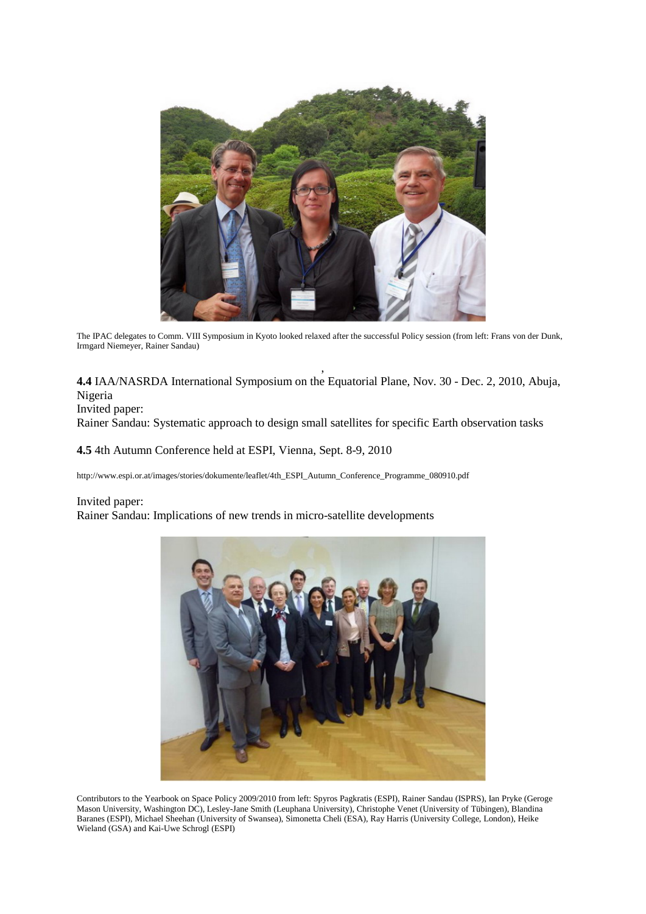The IPAC delegates to Comm. VIII Symposium in Kyoto looked relaxed after the successful Policy session (from left: Frans von der Dunk, Irmgard Niemeyer, Rainer Sandau)

**4.4** IAA/NASRDA International Symposium on the Equatorial Plane, Nov. 30 - Dec. 2, 2010, Abuja, Nigeria

Invited paper:

Rainer Sandau: Systematic approach to design small satellites for specific Earth observation tasks

**4.5** 4th Autumn Conference held at ESPI, Vienna, Sept. 8-9, 2010

http://www.espi.or.at/images/stories/dokumente/leaflet/4th_ESPI_Autumn_Conference_Programme_080910.pdf

Invited paper:

Rainer Sandau: Implications of new trends in micro-satellite developments

Contributors to the Yearbook on Space Policy 2009/2010 from left: Spyros Pagkratis (ESPI), Rainer Sandau (ISPRS), Ian Pryke (Geroge Mason University, Washington DC), Lesley-Jane Smith (Leuphana University), Christophe Venet (University of Tübingen), Blandina Baranes (ESPI), Michael Sheehan (University of Swansea), Simonetta Cheli (ESA), Ray Harris (University College, London), Heike Wieland (GSA) and Kai-Uwe Schrogl (ESPI)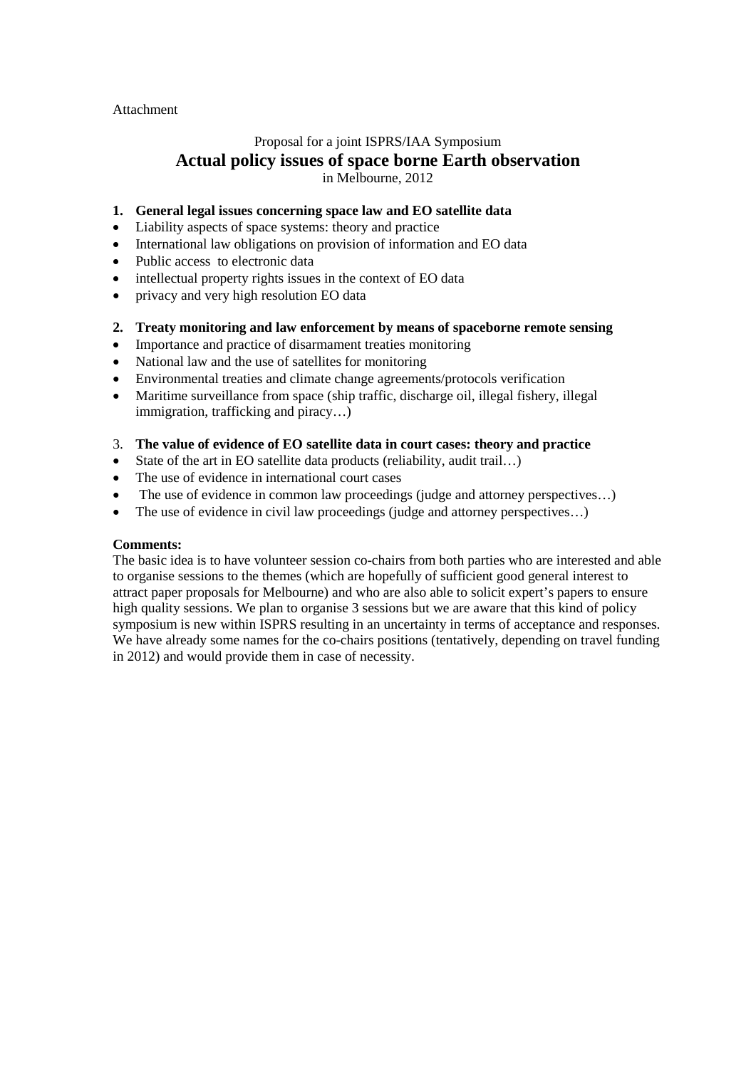Attachment

Proposal for a joint ISPRS/IAA Symposium

# Actual policy issues of space borne Earth observation

in Melbourne, 2012

1. **General legal issues concerning space law and EO satellite data**

- Liability aspects of space systems: theory and practice
- International law obligations on provision of information and EO data
- Public access to electronic data
- intellectual property rights issues in the context of EO data
- privacy and very high resolution EO data

2. **Treaty monitoring and law enforcement by means of spaceborne remote sensing**

- Importance and practice of disarmament treaties monitoring
- National law and the use of satellites for monitoring
- Environmental treaties and climate change agreements/protocols verification
- Maritime surveillance from space (ship traffic, discharge oil, illegal fishery, illegal immigration, trafficking and piracy…)

3. **The value of evidence of EO satellite data in court cases: theory and practice**

- State of the art in EO satellite data products (reliability, audit trail…)
- The use of evidence in international court cases
- The use of evidence in common law proceedings (judge and attorney perspectives…)
- The use of evidence in civil law proceedings (judge and attorney perspectives…)

**Comments:**

The basic idea is to have volunteer session co-chairs from both parties who are interested and able to organise sessions to the themes (which are hopefully of sufficient good general interest to attract paper proposals for Melbourne) and who are also able to solicit expert's papers to ensure high quality sessions. We plan to organise 3 sessions but we are aware that this kind of policy symposium is new within ISPRS resulting in an uncertainty in terms of acceptance and responses. We have already some names for the co-chairs positions (tentatively, depending on travel funding in 2012) and would provide them in case of necessity.